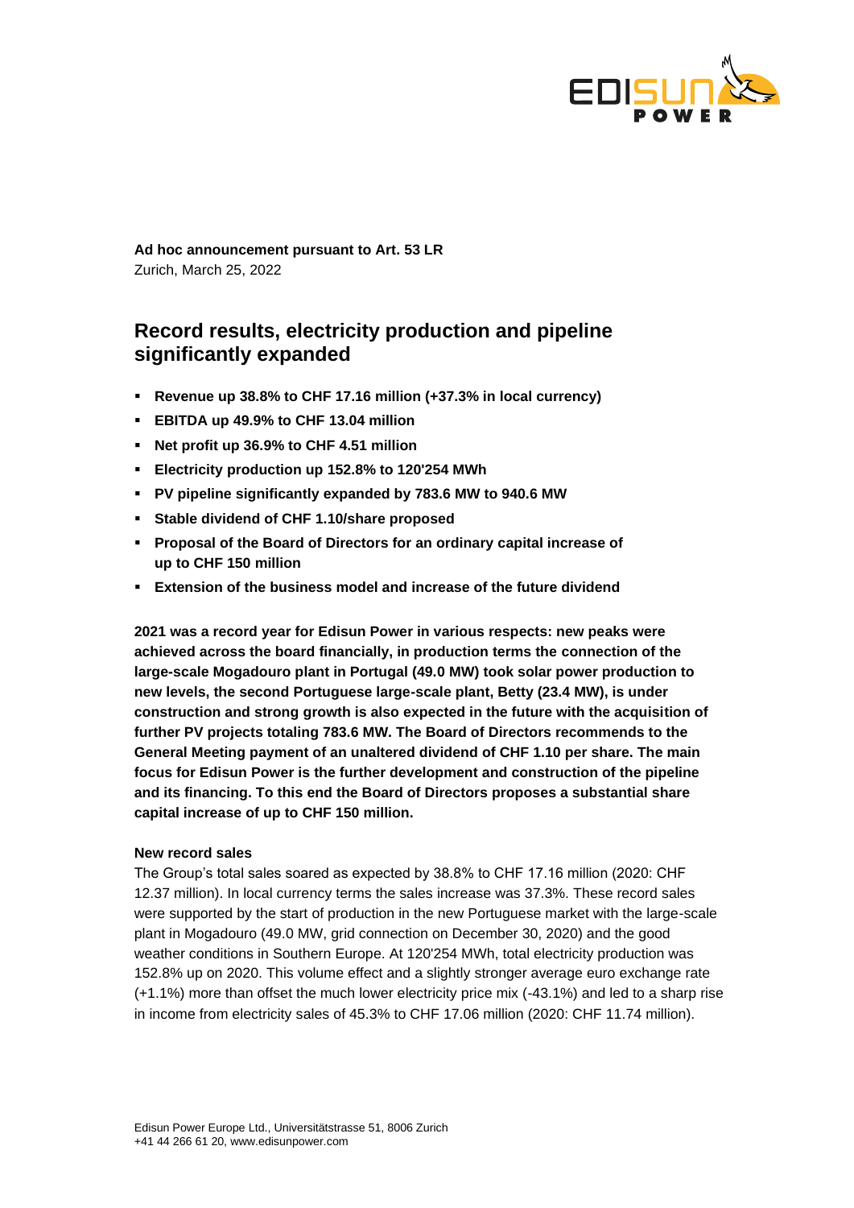**Ad hoc announcement pursuant to Art. 53 LR**
Zurich, March 25, 2022

# Record results, electricity production and pipeline significantly expanded

- **Revenue up 38.8% to CHF 17.16 million (+37.3% in local currency)**
- **EBITDA up 49.9% to CHF 13.04 million**
- **Net profit up 36.9% to CHF 4.51 million**
- **Electricity production up 152.8% to 120'254 MWh**
- **PV pipeline significantly expanded by 783.6 MW to 940.6 MW**
- **Stable dividend of CHF 1.10/share proposed**
- **Proposal of the Board of Directors for an ordinary capital increase of up to CHF 150 million**
- **Extension of the business model and increase of the future dividend**

**2021 was a record year for Edisun Power in various respects: new peaks were achieved across the board financially, in production terms the connection of the large-scale Mogadouro plant in Portugal (49.0 MW) took solar power production to new levels, the second Portuguese large-scale plant, Betty (23.4 MW), is under construction and strong growth is also expected in the future with the acquisition of further PV projects totaling 783.6 MW. The Board of Directors recommends to the General Meeting payment of an unaltered dividend of CHF 1.10 per share. The main focus for Edisun Power is the further development and construction of the pipeline and its financing. To this end the Board of Directors proposes a substantial share capital increase of up to CHF 150 million.**

**New record sales**

The Group's total sales soared as expected by 38.8% to CHF 17.16 million (2020: CHF 12.37 million). In local currency terms the sales increase was 37.3%. These record sales were supported by the start of production in the new Portuguese market with the large-scale plant in Mogadouro (49.0 MW, grid connection on December 30, 2020) and the good weather conditions in Southern Europe. At 120'254 MWh, total electricity production was 152.8% up on 2020. This volume effect and a slightly stronger average euro exchange rate (+1.1%) more than offset the much lower electricity price mix (-43.1%) and led to a sharp rise in income from electricity sales of 45.3% to CHF 17.06 million (2020: CHF 11.74 million).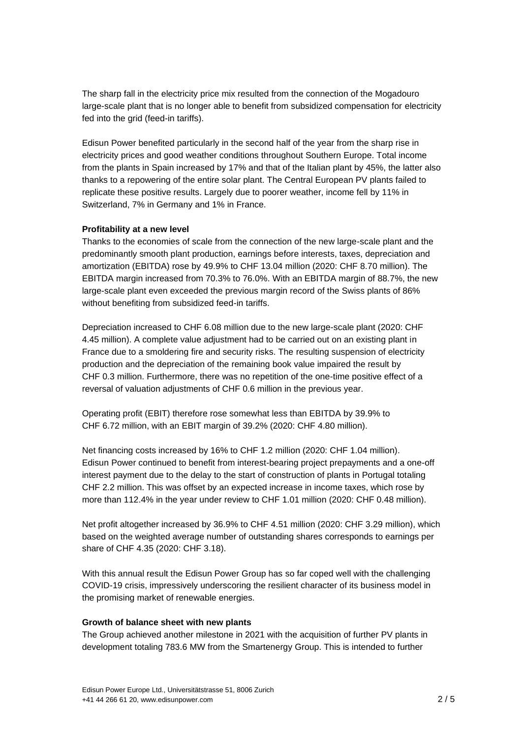The sharp fall in the electricity price mix resulted from the connection of the Mogadouro large-scale plant that is no longer able to benefit from subsidized compensation for electricity fed into the grid (feed-in tariffs).

Edisun Power benefited particularly in the second half of the year from the sharp rise in electricity prices and good weather conditions throughout Southern Europe. Total income from the plants in Spain increased by 17% and that of the Italian plant by 45%, the latter also thanks to a repowering of the entire solar plant. The Central European PV plants failed to replicate these positive results. Largely due to poorer weather, income fell by 11% in Switzerland, 7% in Germany and 1% in France.

**Profitability at a new level**

Thanks to the economies of scale from the connection of the new large-scale plant and the predominantly smooth plant production, earnings before interests, taxes, depreciation and amortization (EBITDA) rose by 49.9% to CHF 13.04 million (2020: CHF 8.70 million). The EBITDA margin increased from 70.3% to 76.0%. With an EBITDA margin of 88.7%, the new large-scale plant even exceeded the previous margin record of the Swiss plants of 86% without benefiting from subsidized feed-in tariffs.

Depreciation increased to CHF 6.08 million due to the new large-scale plant (2020: CHF 4.45 million). A complete value adjustment had to be carried out on an existing plant in France due to a smoldering fire and security risks. The resulting suspension of electricity production and the depreciation of the remaining book value impaired the result by CHF 0.3 million. Furthermore, there was no repetition of the one-time positive effect of a reversal of valuation adjustments of CHF 0.6 million in the previous year.

Operating profit (EBIT) therefore rose somewhat less than EBITDA by 39.9% to CHF 6.72 million, with an EBIT margin of 39.2% (2020: CHF 4.80 million).

Net financing costs increased by 16% to CHF 1.2 million (2020: CHF 1.04 million). Edisun Power continued to benefit from interest-bearing project prepayments and a one-off interest payment due to the delay to the start of construction of plants in Portugal totaling CHF 2.2 million. This was offset by an expected increase in income taxes, which rose by more than 112.4% in the year under review to CHF 1.01 million (2020: CHF 0.48 million).

Net profit altogether increased by 36.9% to CHF 4.51 million (2020: CHF 3.29 million), which based on the weighted average number of outstanding shares corresponds to earnings per share of CHF 4.35 (2020: CHF 3.18).

With this annual result the Edisun Power Group has so far coped well with the challenging COVID-19 crisis, impressively underscoring the resilient character of its business model in the promising market of renewable energies.

**Growth of balance sheet with new plants**

The Group achieved another milestone in 2021 with the acquisition of further PV plants in development totaling 783.6 MW from the Smartenergy Group. This is intended to further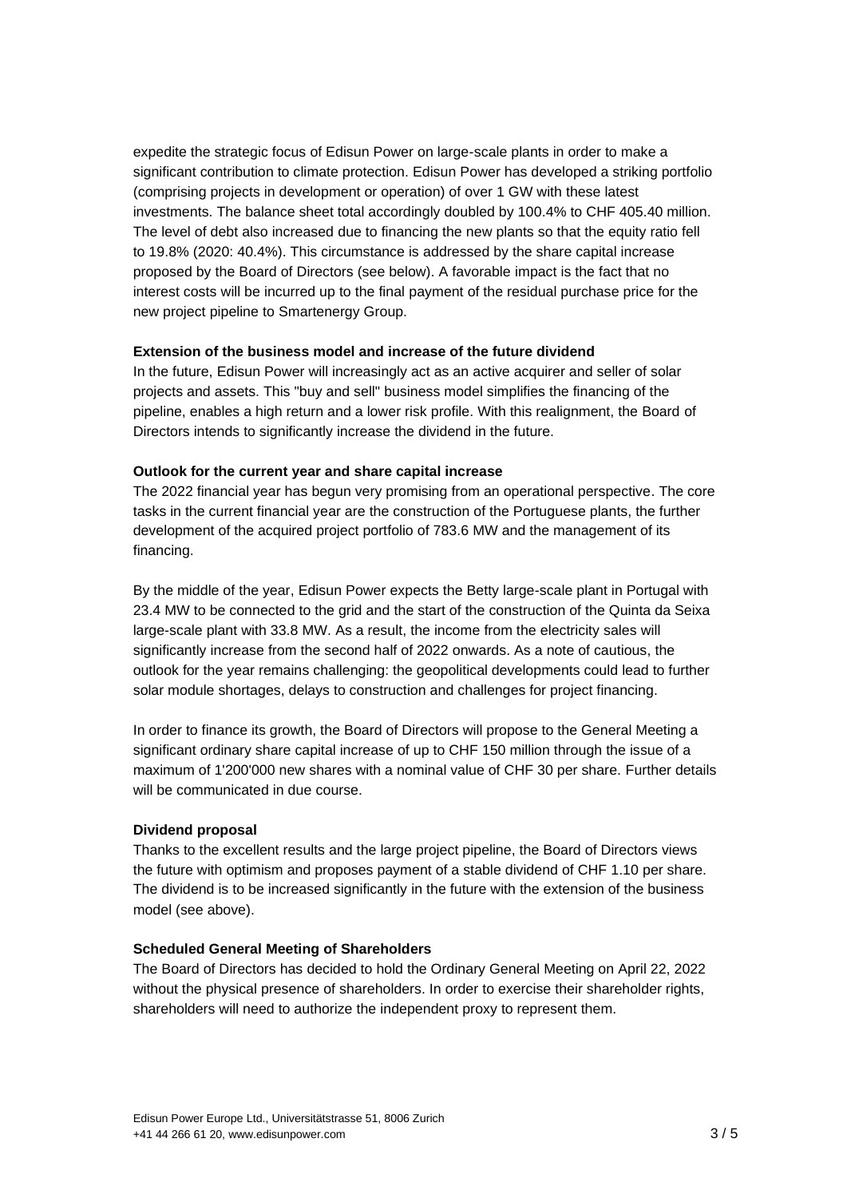expedite the strategic focus of Edisun Power on large-scale plants in order to make a significant contribution to climate protection. Edisun Power has developed a striking portfolio (comprising projects in development or operation) of over 1 GW with these latest investments. The balance sheet total accordingly doubled by 100.4% to CHF 405.40 million. The level of debt also increased due to financing the new plants so that the equity ratio fell to 19.8% (2020: 40.4%). This circumstance is addressed by the share capital increase proposed by the Board of Directors (see below). A favorable impact is the fact that no interest costs will be incurred up to the final payment of the residual purchase price for the new project pipeline to Smartenergy Group.

**Extension of the business model and increase of the future dividend**

In the future, Edisun Power will increasingly act as an active acquirer and seller of solar projects and assets. This "buy and sell" business model simplifies the financing of the pipeline, enables a high return and a lower risk profile. With this realignment, the Board of Directors intends to significantly increase the dividend in the future.

**Outlook for the current year and share capital increase**

The 2022 financial year has begun very promising from an operational perspective. The core tasks in the current financial year are the construction of the Portuguese plants, the further development of the acquired project portfolio of 783.6 MW and the management of its financing.

By the middle of the year, Edisun Power expects the Betty large-scale plant in Portugal with 23.4 MW to be connected to the grid and the start of the construction of the Quinta da Seixa large-scale plant with 33.8 MW. As a result, the income from the electricity sales will significantly increase from the second half of 2022 onwards. As a note of cautious, the outlook for the year remains challenging: the geopolitical developments could lead to further solar module shortages, delays to construction and challenges for project financing.

In order to finance its growth, the Board of Directors will propose to the General Meeting a significant ordinary share capital increase of up to CHF 150 million through the issue of a maximum of 1'200'000 new shares with a nominal value of CHF 30 per share. Further details will be communicated in due course.

**Dividend proposal**

Thanks to the excellent results and the large project pipeline, the Board of Directors views the future with optimism and proposes payment of a stable dividend of CHF 1.10 per share. The dividend is to be increased significantly in the future with the extension of the business model (see above).

**Scheduled General Meeting of Shareholders**

The Board of Directors has decided to hold the Ordinary General Meeting on April 22, 2022 without the physical presence of shareholders. In order to exercise their shareholder rights, shareholders will need to authorize the independent proxy to represent them.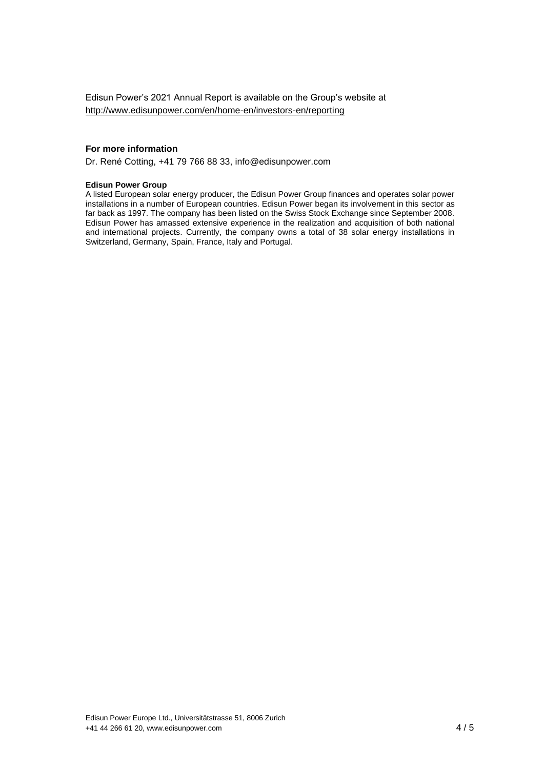Edisun Power's 2021 Annual Report is available on the Group's website at
http://www.edisunpower.com/en/home-en/investors-en/reporting

### For more information

Dr. René Cotting, +41 79 766 88 33, info@edisunpower.com

**Edisun Power Group**

A listed European solar energy producer, the Edisun Power Group finances and operates solar power installations in a number of European countries. Edisun Power began its involvement in this sector as far back as 1997. The company has been listed on the Swiss Stock Exchange since September 2008. Edisun Power has amassed extensive experience in the realization and acquisition of both national and international projects. Currently, the company owns a total of 38 solar energy installations in Switzerland, Germany, Spain, France, Italy and Portugal.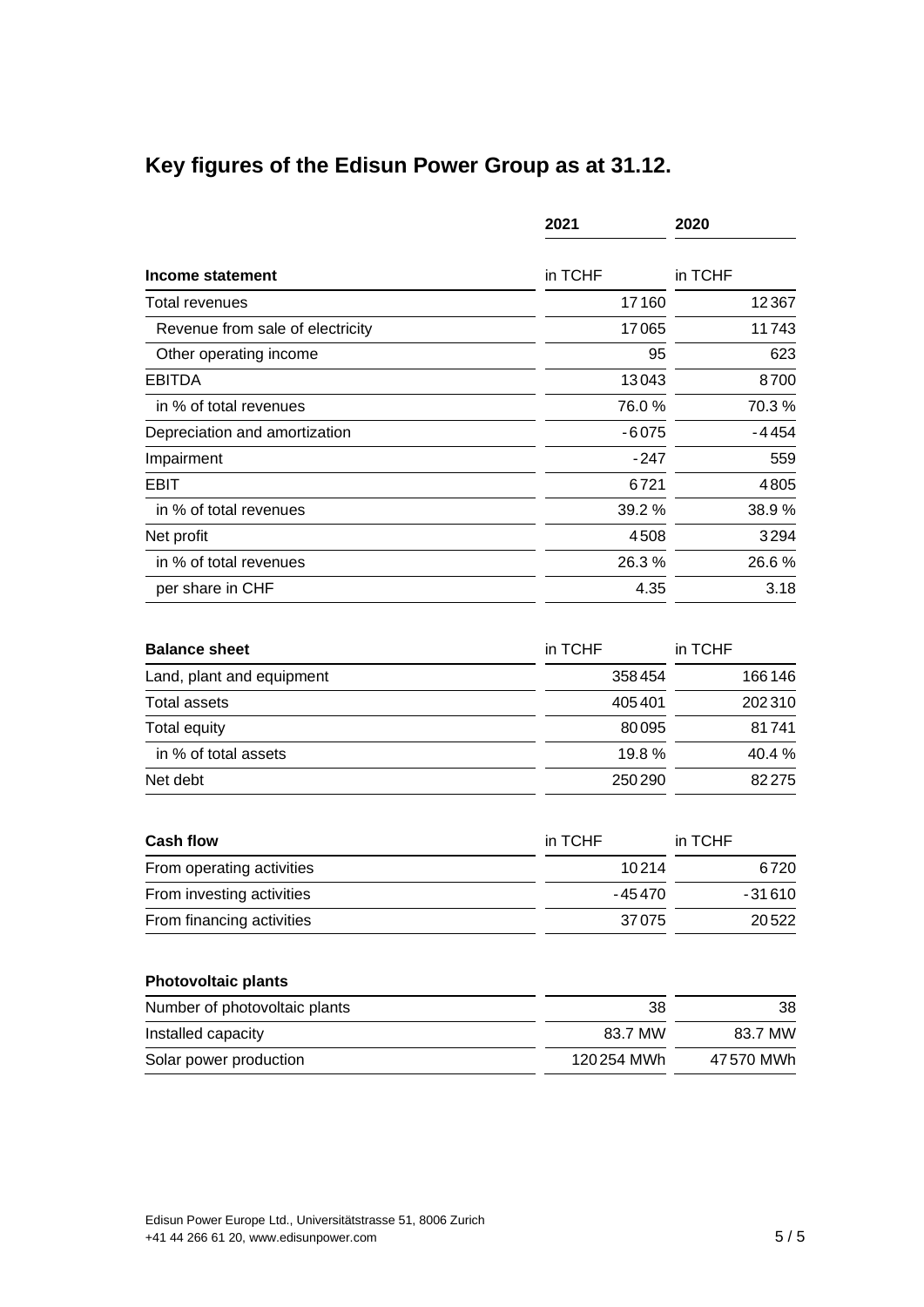# Key figures of the Edisun Power Group as at 31.12.

| | 2021 | 2020 |
|---|---|---|
| **Income statement** | in TCHF | in TCHF |
| Total revenues | 17160 | 12367 |
| Revenue from sale of electricity | 17065 | 11743 |
| Other operating income | 95 | 623 |
| EBITDA | 13043 | 8700 |
| in % of total revenues | 76.0 % | 70.3 % |
| Depreciation and amortization | -6075 | -4454 |
| Impairment | -247 | 559 |
| EBIT | 6721 | 4805 |
| in % of total revenues | 39.2 % | 38.9 % |
| Net profit | 4508 | 3294 |
| in % of total revenues | 26.3 % | 26.6 % |
| per share in CHF | 4.35 | 3.18 |

| **Balance sheet** | in TCHF | in TCHF |
|---|---|---|
| Land, plant and equipment | 358454 | 166146 |
| Total assets | 405401 | 202310 |
| Total equity | 80095 | 81741 |
| in % of total assets | 19.8 % | 40.4 % |
| Net debt | 250290 | 82275 |

| **Cash flow** | in TCHF | in TCHF |
|---|---|---|
| From operating activities | 10214 | 6720 |
| From investing activities | -45470 | -31610 |
| From financing activities | 37075 | 20522 |

| **Photovoltaic plants** | | |
|---|---|---|
| Number of photovoltaic plants | 38 | 38 |
| Installed capacity | 83.7 MW | 83.7 MW |
| Solar power production | 120254 MWh | 47570 MWh |

Edisun Power Europe Ltd., Universitätstrasse 51, 8006 Zurich
+41 44 266 61 20, www.edisunpower.com